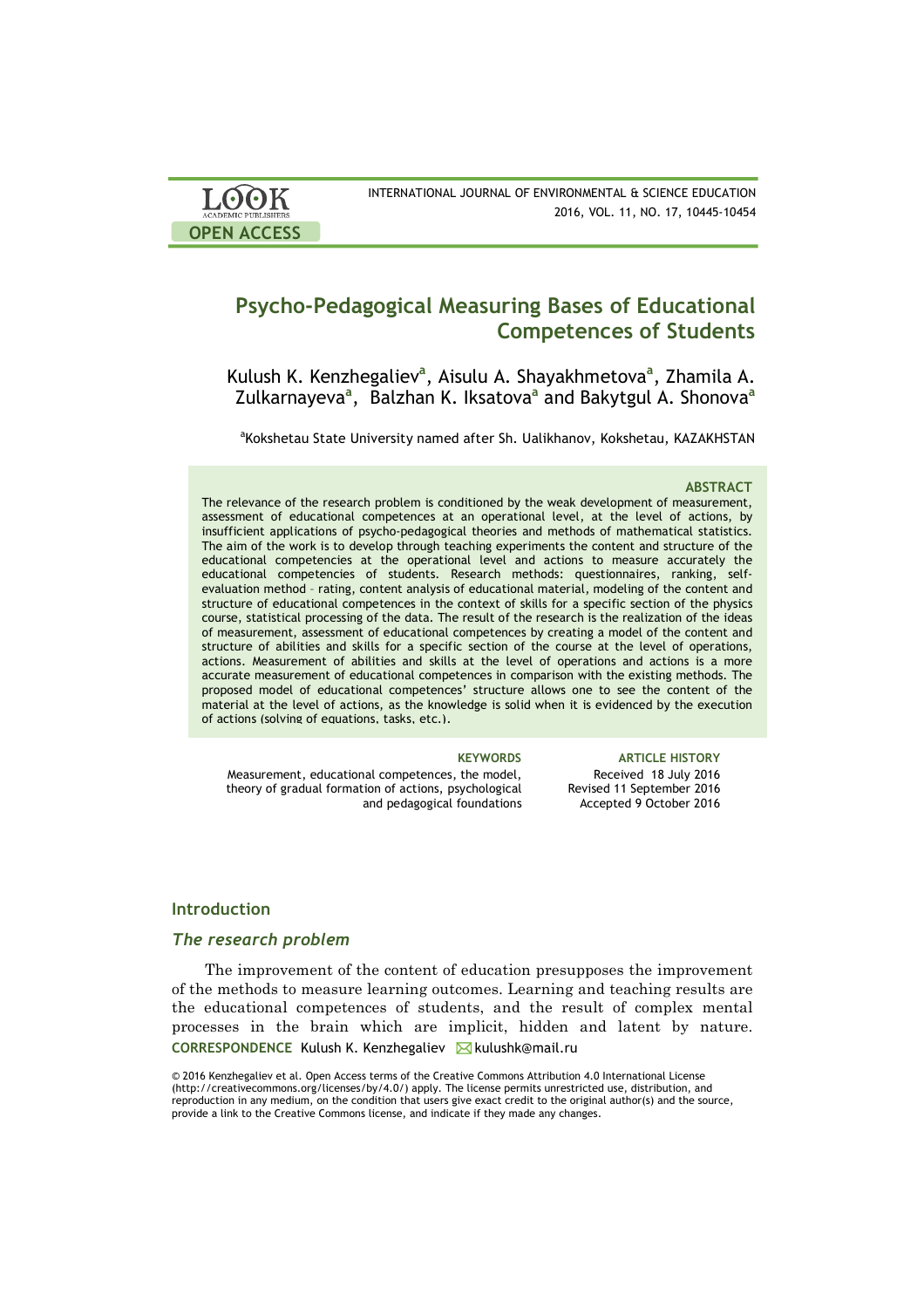# Psycho-Pedagogical Measuring Bases of Educational Competences of Students

Kulush K. Kenzhegaliev[a], Aisulu A. Shayakhmetova[a], Zhamila A. Zulkarnayeva[a], Balzhan K. Iksatova[a] and Bakytgul A. Shonova[a]

[a]Kokshetau State University named after Sh. Ualikhanov, Kokshetau, KAZAKHSTAN

### ABSTRACT

The relevance of the research problem is conditioned by the weak development of measurement, assessment of educational competences at an operational level, at the level of actions, by insufficient applications of psycho-pedagogical theories and methods of mathematical statistics. The aim of the work is to develop through teaching experiments the content and structure of the educational competencies at the operational level and actions to measure accurately the educational competencies of students. Research methods: questionnaires, ranking, self-evaluation method – rating, content analysis of educational material, modeling of the content and structure of educational competences in the context of skills for a specific section of the physics course, statistical processing of the data. The result of the research is the realization of the ideas of measurement, assessment of educational competences by creating a model of the content and structure of abilities and skills for a specific section of the course at the level of operations, actions. Measurement of abilities and skills at the level of operations and actions is a more accurate measurement of educational competences in comparison with the existing methods. The proposed model of educational competences' structure allows one to see the content of the material at the level of actions, as the knowledge is solid when it is evidenced by the execution of actions (solving of equations, tasks, etc.).

**KEYWORDS**

Measurement, educational competences, the model, theory of gradual formation of actions, psychological and pedagogical foundations

**ARTICLE HISTORY**

Received 18 July 2016
Revised 11 September 2016
Accepted 9 October 2016

## Introduction

### *The research problem*

The improvement of the content of education presupposes the improvement of the methods to measure learning outcomes. Learning and teaching results are the educational competences of students, and the result of complex mental processes in the brain which are implicit, hidden and latent by nature.

**CORRESPONDENCE** Kulush K. Kenzhegaliev kulushk@mail.ru

© 2016 Kenzhegaliev et al. Open Access terms of the Creative Commons Attribution 4.0 International License (http://creativecommons.org/licenses/by/4.0/) apply. The license permits unrestricted use, distribution, and reproduction in any medium, on the condition that users give exact credit to the original author(s) and the source, provide a link to the Creative Commons license, and indicate if they made any changes.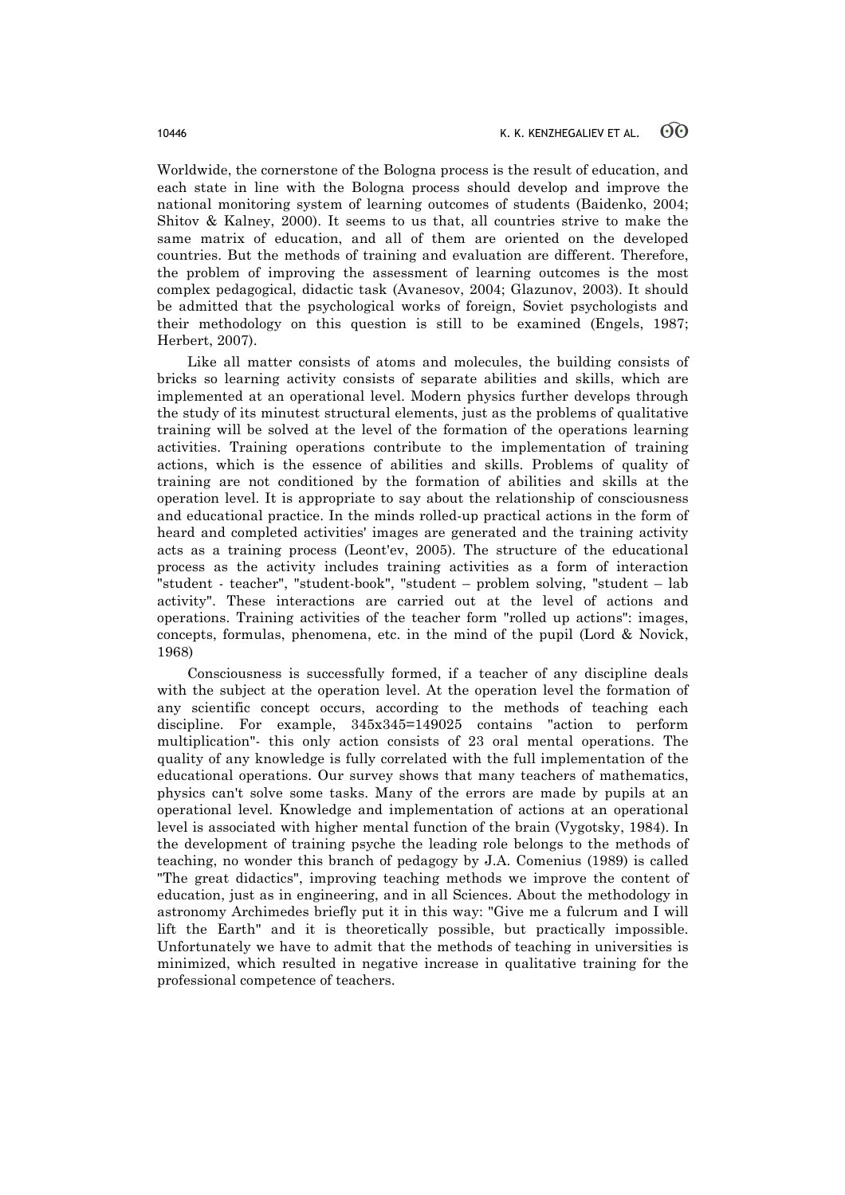Worldwide, the cornerstone of the Bologna process is the result of education, and each state in line with the Bologna process should develop and improve the national monitoring system of learning outcomes of students (Baidenko, 2004; Shitov & Kalney, 2000). It seems to us that, all countries strive to make the same matrix of education, and all of them are oriented on the developed countries. But the methods of training and evaluation are different. Therefore, the problem of improving the assessment of learning outcomes is the most complex pedagogical, didactic task (Avanesov, 2004; Glazunov, 2003). It should be admitted that the psychological works of foreign, Soviet psychologists and their methodology on this question is still to be examined (Engels, 1987; Herbert, 2007).

Like all matter consists of atoms and molecules, the building consists of bricks so learning activity consists of separate abilities and skills, which are implemented at an operational level. Modern physics further develops through the study of its minutest structural elements, just as the problems of qualitative training will be solved at the level of the formation of the operations learning activities. Training operations contribute to the implementation of training actions, which is the essence of abilities and skills. Problems of quality of training are not conditioned by the formation of abilities and skills at the operation level. It is appropriate to say about the relationship of consciousness and educational practice. In the minds rolled-up practical actions in the form of heard and completed activities' images are generated and the training activity acts as a training process (Leont'ev, 2005). The structure of the educational process as the activity includes training activities as a form of interaction "student - teacher", "student-book", "student – problem solving, "student – lab activity". These interactions are carried out at the level of actions and operations. Training activities of the teacher form "rolled up actions": images, concepts, formulas, phenomena, etc. in the mind of the pupil (Lord & Novick, 1968)

Consciousness is successfully formed, if a teacher of any discipline deals with the subject at the operation level. At the operation level the formation of any scientific concept occurs, according to the methods of teaching each discipline. For example, 345x345=149025 contains "action to perform multiplication"- this only action consists of 23 oral mental operations. The quality of any knowledge is fully correlated with the full implementation of the educational operations. Our survey shows that many teachers of mathematics, physics can't solve some tasks. Many of the errors are made by pupils at an operational level. Knowledge and implementation of actions at an operational level is associated with higher mental function of the brain (Vygotsky, 1984). In the development of training psyche the leading role belongs to the methods of teaching, no wonder this branch of pedagogy by J.A. Comenius (1989) is called "The great didactics", improving teaching methods we improve the content of education, just as in engineering, and in all Sciences. About the methodology in astronomy Archimedes briefly put it in this way: "Give me a fulcrum and I will lift the Earth" and it is theoretically possible, but practically impossible. Unfortunately we have to admit that the methods of teaching in universities is minimized, which resulted in negative increase in qualitative training for the professional competence of teachers.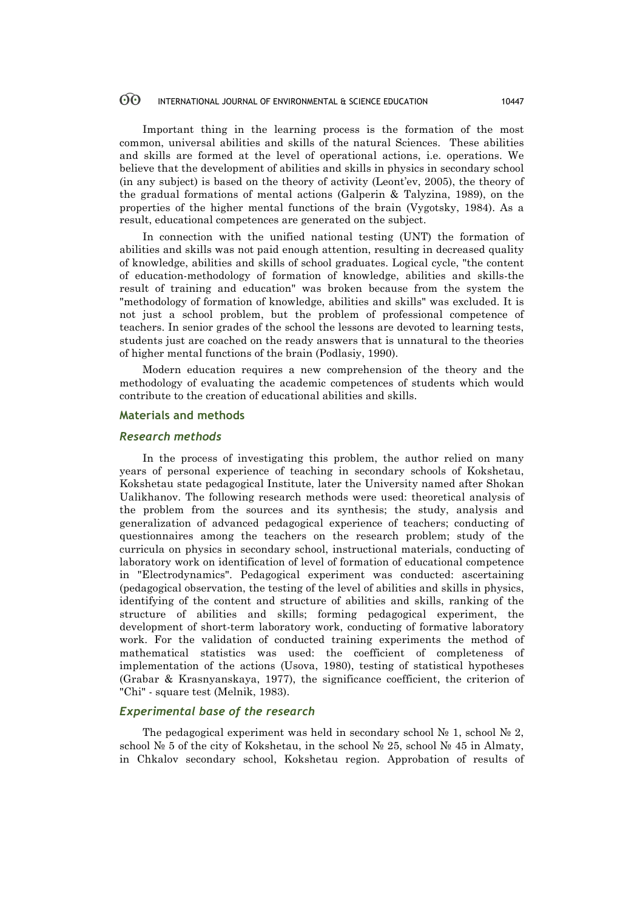Important thing in the learning process is the formation of the most common, universal abilities and skills of the natural Sciences. These abilities and skills are formed at the level of operational actions, i.e. operations. We believe that the development of abilities and skills in physics in secondary school (in any subject) is based on the theory of activity (Leont'ev, 2005), the theory of the gradual formations of mental actions (Galperin & Talyzina, 1989), on the properties of the higher mental functions of the brain (Vygotsky, 1984). As a result, educational competences are generated on the subject.

In connection with the unified national testing (UNT) the formation of abilities and skills was not paid enough attention, resulting in decreased quality of knowledge, abilities and skills of school graduates. Logical cycle, "the content of education-methodology of formation of knowledge, abilities and skills-the result of training and education" was broken because from the system the "methodology of formation of knowledge, abilities and skills" was excluded. It is not just a school problem, but the problem of professional competence of teachers. In senior grades of the school the lessons are devoted to learning tests, students just are coached on the ready answers that is unnatural to the theories of higher mental functions of the brain (Podlasiy, 1990).

Modern education requires a new comprehension of the theory and the methodology of evaluating the academic competences of students which would contribute to the creation of educational abilities and skills.

## Materials and methods

### *Research methods*

In the process of investigating this problem, the author relied on many years of personal experience of teaching in secondary schools of Kokshetau, Kokshetau state pedagogical Institute, later the University named after Shokan Ualikhanov. The following research methods were used: theoretical analysis of the problem from the sources and its synthesis; the study, analysis and generalization of advanced pedagogical experience of teachers; conducting of questionnaires among the teachers on the research problem; study of the curricula on physics in secondary school, instructional materials, conducting of laboratory work on identification of level of formation of educational competence in "Electrodynamics". Pedagogical experiment was conducted: ascertaining (pedagogical observation, the testing of the level of abilities and skills in physics, identifying of the content and structure of abilities and skills, ranking of the structure of abilities and skills; forming pedagogical experiment, the development of short-term laboratory work, conducting of formative laboratory work. For the validation of conducted training experiments the method of mathematical statistics was used: the coefficient of completeness of implementation of the actions (Usova, 1980), testing of statistical hypotheses (Grabar & Krasnyanskaya, 1977), the significance coefficient, the criterion of "Chi" - square test (Melnik, 1983).

### *Experimental base of the research*

The pedagogical experiment was held in secondary school № 1, school № 2, school № 5 of the city of Kokshetau, in the school № 25, school № 45 in Almaty, in Chkalov secondary school, Kokshetau region. Approbation of results of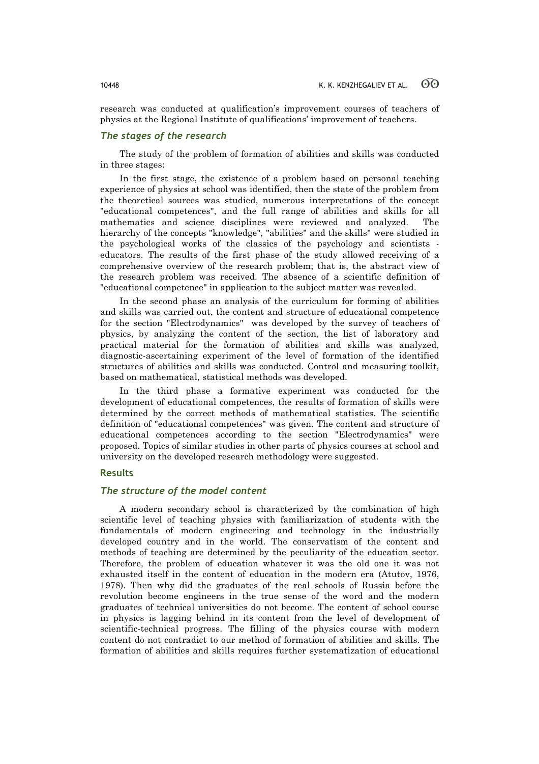research was conducted at qualification's improvement courses of teachers of physics at the Regional Institute of qualifications' improvement of teachers.

### *The stages of the research*

The study of the problem of formation of abilities and skills was conducted in three stages:

In the first stage, the existence of a problem based on personal teaching experience of physics at school was identified, then the state of the problem from the theoretical sources was studied, numerous interpretations of the concept "educational competences", and the full range of abilities and skills for all mathematics and science disciplines were reviewed and analyzed. The hierarchy of the concepts "knowledge", "abilities" and the skills" were studied in the psychological works of the classics of the psychology and scientists - educators. The results of the first phase of the study allowed receiving of a comprehensive overview of the research problem; that is, the abstract view of the research problem was received. The absence of a scientific definition of "educational competence" in application to the subject matter was revealed.

In the second phase an analysis of the curriculum for forming of abilities and skills was carried out, the content and structure of educational competence for the section "Electrodynamics" was developed by the survey of teachers of physics, by analyzing the content of the section, the list of laboratory and practical material for the formation of abilities and skills was analyzed, diagnostic-ascertaining experiment of the level of formation of the identified structures of abilities and skills was conducted. Control and measuring toolkit, based on mathematical, statistical methods was developed.

In the third phase a formative experiment was conducted for the development of educational competences, the results of formation of skills were determined by the correct methods of mathematical statistics. The scientific definition of "educational competences" was given. The content and structure of educational competences according to the section "Electrodynamics" were proposed. Topics of similar studies in other parts of physics courses at school and university on the developed research methodology were suggested.

## Results

### *The structure of the model content*

A modern secondary school is characterized by the combination of high scientific level of teaching physics with familiarization of students with the fundamentals of modern engineering and technology in the industrially developed country and in the world. The conservatism of the content and methods of teaching are determined by the peculiarity of the education sector. Therefore, the problem of education whatever it was the old one it was not exhausted itself in the content of education in the modern era (Atutov, 1976, 1978). Then why did the graduates of the real schools of Russia before the revolution become engineers in the true sense of the word and the modern graduates of technical universities do not become. The content of school course in physics is lagging behind in its content from the level of development of scientific-technical progress. The filling of the physics course with modern content do not contradict to our method of formation of abilities and skills. The formation of abilities and skills requires further systematization of educational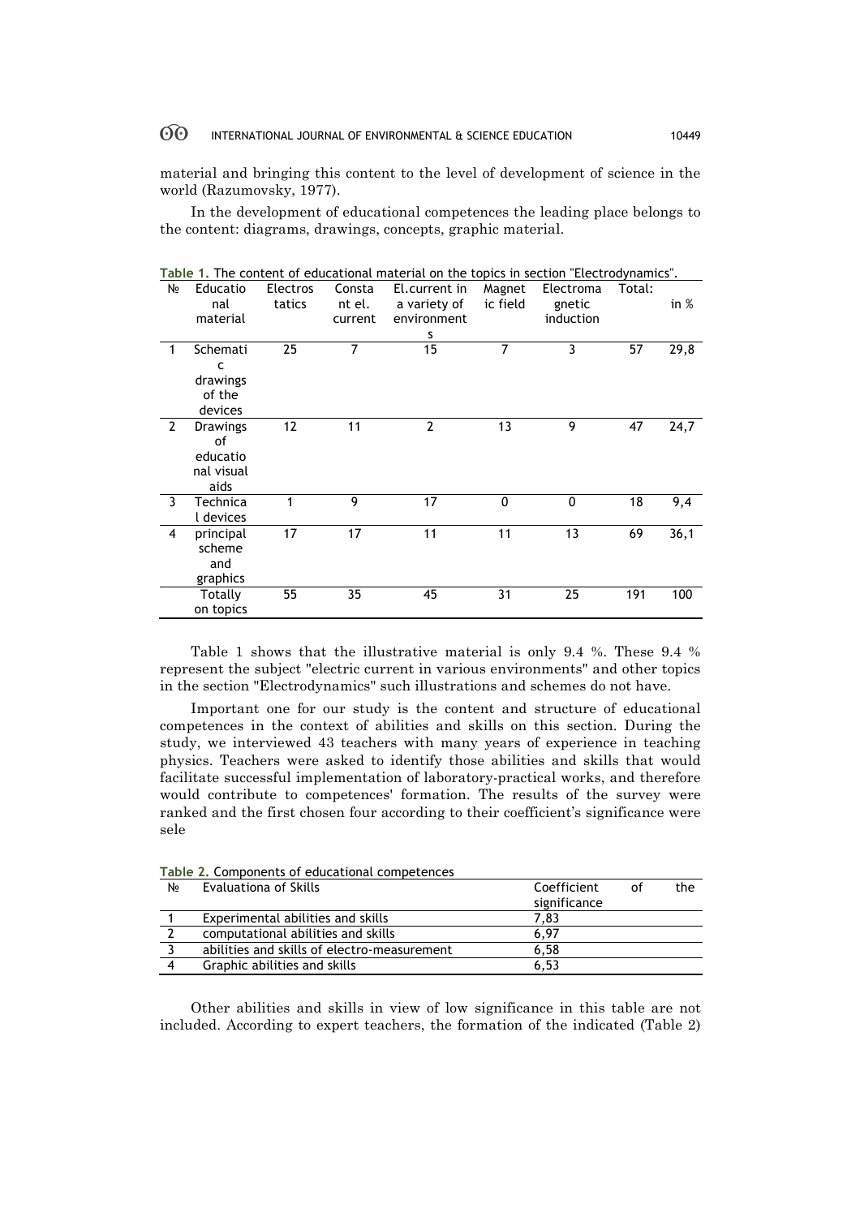material and bringing this content to the level of development of science in the world (Razumovsky, 1977).

In the development of educational competences the leading place belongs to the content: diagrams, drawings, concepts, graphic material.

**Table 1.** The content of educational material on the topics in section "Electrodynamics".

| № | Educational material | Electrostatics | Constant el. current | El.current in a variety of environments | Magnetic field | Electromagnetic induction | Total: | in % |
|---|---|---|---|---|---|---|---|---|
| 1 | Schematic drawings of the devices | 25 | 7 | 15 | 7 | 3 | 57 | 29,8 |
| 2 | Drawings of educational visual aids | 12 | 11 | 2 | 13 | 9 | 47 | 24,7 |
| 3 | Technical devices | 1 | 9 | 17 | 0 | 0 | 18 | 9,4 |
| 4 | principal scheme and graphics | 17 | 17 | 11 | 11 | 13 | 69 | 36,1 |
| | Totally on topics | 55 | 35 | 45 | 31 | 25 | 191 | 100 |

Table 1 shows that the illustrative material is only 9.4 %. These 9.4 % represent the subject "electric current in various environments" and other topics in the section "Electrodynamics" such illustrations and schemes do not have.

Important one for our study is the content and structure of educational competences in the context of abilities and skills on this section. During the study, we interviewed 43 teachers with many years of experience in teaching physics. Teachers were asked to identify those abilities and skills that would facilitate successful implementation of laboratory-practical works, and therefore would contribute to competences' formation. The results of the survey were ranked and the first chosen four according to their coefficient's significance were sele

**Table 2.** Components of educational competences

| № | Evaluationa of Skills | Coefficient of the significance |
|---|---|---|
| 1 | Experimental abilities and skills | 7,83 |
| 2 | computational abilities and skills | 6,97 |
| 3 | abilities and skills of electro-measurement | 6,58 |
| 4 | Graphic abilities and skills | 6,53 |

Other abilities and skills in view of low significance in this table are not included. According to expert teachers, the formation of the indicated (Table 2)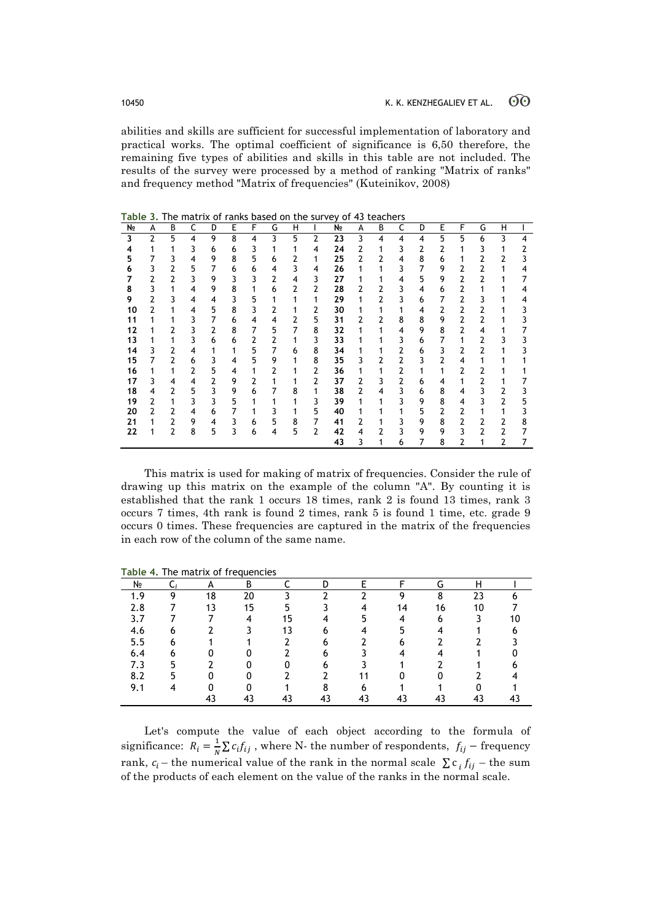abilities and skills are sufficient for successful implementation of laboratory and practical works. The optimal coefficient of significance is 6,50 therefore, the remaining five types of abilities and skills in this table are not included. The results of the survey were processed by a method of ranking "Matrix of ranks" and frequency method "Matrix of frequencies" (Kuteinikov, 2008)

**Table 3.** The matrix of ranks based on the survey of 43 teachers

| № | A | B | C | D | E | F | G | H | I | № | A | B | C | D | E | F | G | H | I |
|---|---|---|---|---|---|---|---|---|---|---|---|---|---|---|---|---|---|---|---|
| 3 | 2 | 5 | 4 | 9 | 8 | 4 | 3 | 5 | 2 | 23 | 3 | 4 | 4 | 4 | 5 | 5 | 6 | 3 | 4 |
| 4 | 1 | 1 | 3 | 6 | 6 | 3 | 1 | 1 | 4 | 24 | 2 | 1 | 3 | 2 | 2 | 1 | 3 | 1 | 2 |
| 5 | 7 | 3 | 4 | 9 | 8 | 5 | 6 | 2 | 1 | 25 | 2 | 2 | 4 | 8 | 6 | 1 | 2 | 2 | 3 |
| 6 | 3 | 2 | 5 | 7 | 6 | 6 | 4 | 3 | 4 | 26 | 1 | 1 | 3 | 7 | 9 | 2 | 2 | 1 | 4 |
| 7 | 2 | 2 | 3 | 9 | 3 | 3 | 2 | 4 | 3 | 27 | 1 | 1 | 4 | 5 | 9 | 2 | 2 | 1 | 7 |
| 8 | 3 | 1 | 4 | 9 | 8 | 1 | 6 | 2 | 2 | 28 | 2 | 2 | 3 | 4 | 6 | 2 | 1 | 1 | 4 |
| 9 | 2 | 3 | 4 | 4 | 3 | 5 | 1 | 1 | 1 | 29 | 1 | 2 | 3 | 6 | 7 | 2 | 3 | 1 | 4 |
| 10 | 2 | 1 | 4 | 5 | 8 | 3 | 2 | 1 | 2 | 30 | 1 | 1 | 1 | 4 | 2 | 2 | 2 | 1 | 3 |
| 11 | 1 | 1 | 3 | 7 | 6 | 4 | 4 | 2 | 5 | 31 | 2 | 2 | 8 | 8 | 9 | 2 | 2 | 1 | 3 |
| 12 | 1 | 2 | 3 | 2 | 8 | 7 | 5 | 7 | 8 | 32 | 1 | 1 | 4 | 9 | 8 | 2 | 4 | 1 | 7 |
| 13 | 1 | 1 | 3 | 6 | 6 | 2 | 2 | 1 | 3 | 33 | 1 | 1 | 3 | 6 | 7 | 1 | 2 | 3 | 3 |
| 14 | 3 | 2 | 4 | 1 | 1 | 5 | 7 | 6 | 8 | 34 | 1 | 1 | 2 | 6 | 3 | 2 | 2 | 1 | 3 |
| 15 | 7 | 2 | 6 | 3 | 4 | 5 | 9 | 1 | 8 | 35 | 3 | 2 | 2 | 3 | 2 | 4 | 1 | 1 | 1 |
| 16 | 1 | 1 | 2 | 5 | 4 | 1 | 2 | 1 | 2 | 36 | 1 | 1 | 2 | 1 | 1 | 2 | 2 | 1 | 1 |
| 17 | 3 | 4 | 4 | 2 | 9 | 2 | 1 | 1 | 2 | 37 | 2 | 3 | 2 | 6 | 4 | 1 | 2 | 1 | 7 |
| 18 | 4 | 2 | 5 | 3 | 9 | 6 | 7 | 8 | 1 | 38 | 2 | 4 | 3 | 6 | 8 | 4 | 3 | 2 | 3 |
| 19 | 2 | 1 | 3 | 3 | 5 | 1 | 1 | 1 | 3 | 39 | 1 | 1 | 3 | 9 | 8 | 4 | 3 | 2 | 5 |
| 20 | 2 | 2 | 4 | 6 | 7 | 1 | 3 | 1 | 5 | 40 | 1 | 1 | 1 | 5 | 2 | 2 | 1 | 1 | 3 |
| 21 | 1 | 2 | 9 | 4 | 3 | 6 | 5 | 8 | 7 | 41 | 2 | 1 | 3 | 9 | 8 | 2 | 2 | 2 | 8 |
| 22 | 1 | 2 | 8 | 5 | 3 | 6 | 4 | 5 | 2 | 42 | 4 | 2 | 3 | 9 | 9 | 3 | 2 | 2 | 7 |
| | | | | | | | | | | 43 | 3 | 1 | 6 | 7 | 8 | 2 | 1 | 2 | 7 |

This matrix is used for making of matrix of frequencies. Consider the rule of drawing up this matrix on the example of the column "A". By counting it is established that the rank 1 occurs 18 times, rank 2 is found 13 times, rank 3 occurs 7 times, 4th rank is found 2 times, rank 5 is found 1 time, etc. grade 9 occurs 0 times. These frequencies are captured in the matrix of the frequencies in each row of the column of the same name.

**Table 4.** The matrix of frequencies

| № | $C_i$ | A | B | C | D | E | F | G | H | I |
|---|---|---|---|---|---|---|---|---|---|---|
| 1.9 | 9 | 18 | 20 | 3 | 2 | 2 | 9 | 8 | 23 | 6 |
| 2.8 | 7 | 13 | 15 | 5 | 3 | 4 | 14 | 16 | 10 | 7 |
| 3.7 | 7 | 7 | 4 | 15 | 4 | 5 | 4 | 6 | 3 | 10 |
| 4.6 | 6 | 2 | 3 | 13 | 6 | 4 | 5 | 4 | 1 | 6 |
| 5.5 | 6 | 1 | 1 | 2 | 6 | 2 | 6 | 2 | 2 | 3 |
| 6.4 | 6 | 0 | 0 | 2 | 6 | 3 | 4 | 4 | 1 | 0 |
| 7.3 | 5 | 2 | 0 | 0 | 6 | 3 | 1 | 2 | 1 | 6 |
| 8.2 | 5 | 0 | 0 | 2 | 2 | 11 | 0 | 0 | 2 | 4 |
| 9.1 | 4 | 0 | 0 | 1 | 8 | 6 | 1 | 1 | 0 | 1 |
| | | 43 | 43 | 43 | 43 | 43 | 43 | 43 | 43 | 43 |

Let's compute the value of each object according to the formula of significance: $R_i = \frac{1}{N}\sum c_i f_{ij}$ , where N- the number of respondents, $f_{ij}$ – frequency rank, $c_i$ – the numerical value of the rank in the normal scale $\sum c_i f_{ij}$ – the sum of the products of each element on the value of the ranks in the normal scale.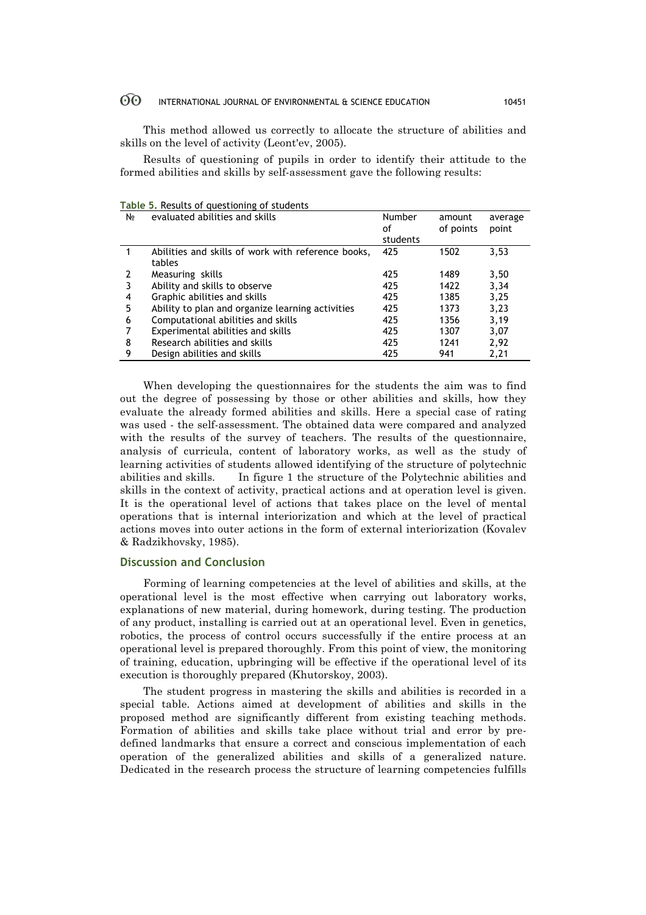This method allowed us correctly to allocate the structure of abilities and skills on the level of activity (Leont'ev, 2005).

Results of questioning of pupils in order to identify their attitude to the formed abilities and skills by self-assessment gave the following results:

**Table 5.** Results of questioning of students

| № | evaluated abilities and skills | Number of students | amount of points | average point |
|---|---|---|---|---|
| 1 | Abilities and skills of work with reference books, tables | 425 | 1502 | 3,53 |
| 2 | Measuring skills | 425 | 1489 | 3,50 |
| 3 | Ability and skills to observe | 425 | 1422 | 3,34 |
| 4 | Graphic abilities and skills | 425 | 1385 | 3,25 |
| 5 | Ability to plan and organize learning activities | 425 | 1373 | 3,23 |
| 6 | Computational abilities and skills | 425 | 1356 | 3,19 |
| 7 | Experimental abilities and skills | 425 | 1307 | 3,07 |
| 8 | Research abilities and skills | 425 | 1241 | 2,92 |
| 9 | Design abilities and skills | 425 | 941 | 2,21 |

When developing the questionnaires for the students the aim was to find out the degree of possessing by those or other abilities and skills, how they evaluate the already formed abilities and skills. Here a special case of rating was used - the self-assessment. The obtained data were compared and analyzed with the results of the survey of teachers. The results of the questionnaire, analysis of curricula, content of laboratory works, as well as the study of learning activities of students allowed identifying of the structure of polytechnic abilities and skills. In figure 1 the structure of the Polytechnic abilities and skills in the context of activity, practical actions and at operation level is given. It is the operational level of actions that takes place on the level of mental operations that is internal interiorization and which at the level of practical actions moves into outer actions in the form of external interiorization (Kovalev & Radzikhovsky, 1985).

## Discussion and Conclusion

Forming of learning competencies at the level of abilities and skills, at the operational level is the most effective when carrying out laboratory works, explanations of new material, during homework, during testing. The production of any product, installing is carried out at an operational level. Even in genetics, robotics, the process of control occurs successfully if the entire process at an operational level is prepared thoroughly. From this point of view, the monitoring of training, education, upbringing will be effective if the operational level of its execution is thoroughly prepared (Khutorskoy, 2003).

The student progress in mastering the skills and abilities is recorded in a special table. Actions aimed at development of abilities and skills in the proposed method are significantly different from existing teaching methods. Formation of abilities and skills take place without trial and error by pre-defined landmarks that ensure a correct and conscious implementation of each operation of the generalized abilities and skills of a generalized nature. Dedicated in the research process the structure of learning competencies fulfills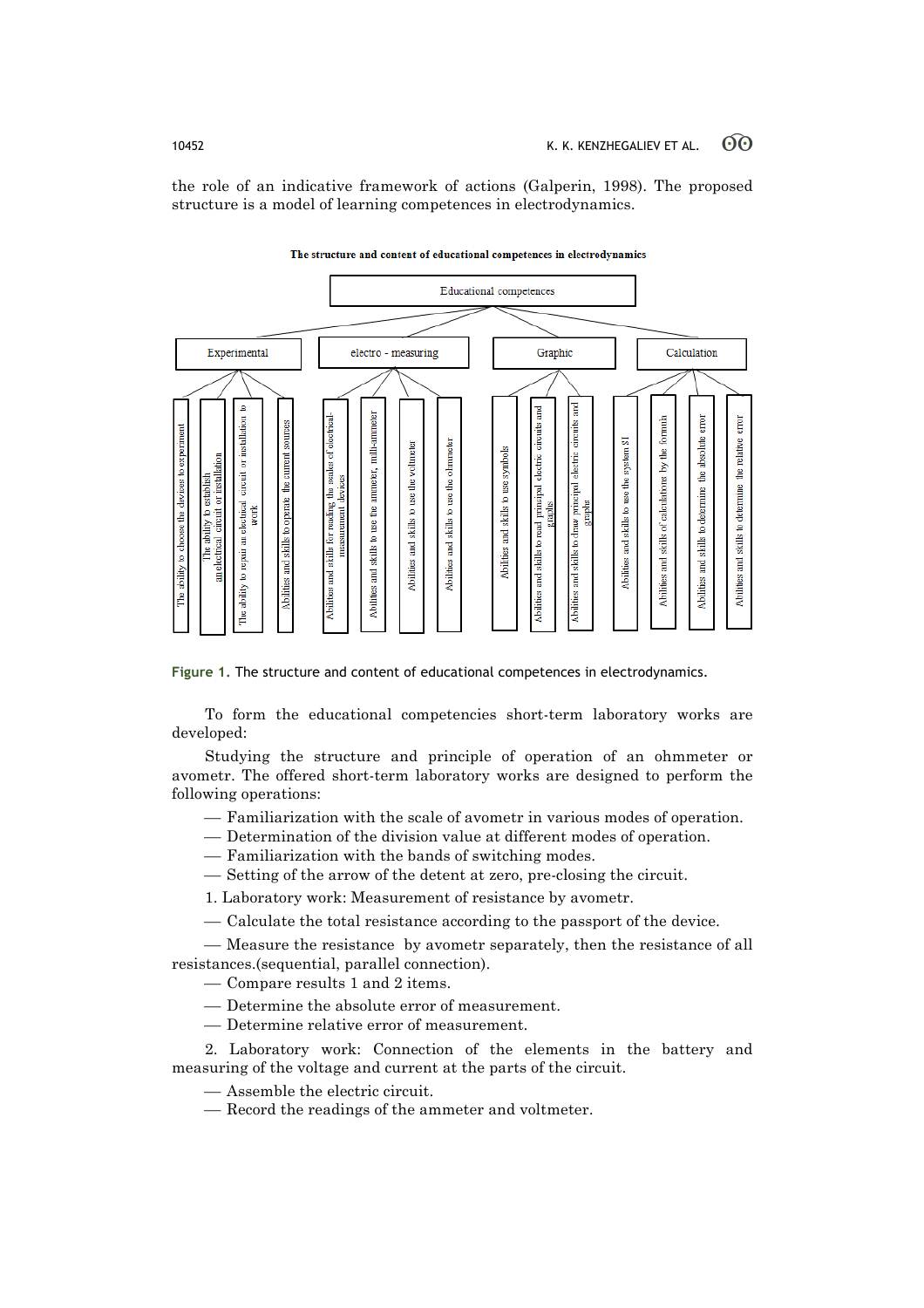the role of an indicative framework of actions (Galperin, 1998). The proposed structure is a model of learning competences in electrodynamics.

**The structure and content of educational competences in electrodynamics**

Educational competences

- Experimental
  - The ability to choose the devices to experiment
  - The ability to establish an electrical circuit or installation
  - The ability to repair an electrical circuit or installation to work
  - Abilities and skills to operate the current sources
- electro - measuring
  - Abilities and skills for reading the scales of electrical-measurement devices
  - Abilities and skills to use the ammeter, milli-ammeter
  - Abilities and skills to use the voltmeter
  - Abilities and skills to use the ohmmeter
- Graphic
  - Abilities and skills to use symbols
  - Abilities and skills to read principal electric circuits and graphs
  - Abilities and skills to draw principal electric circuits and graphs
- Calculation
  - Abilities and skills to use the system SI
  - Abilities and skills of calculations by the formula
  - Abilities and skills to determine the absolute error
  - Abilities and skills to determine the relative error

**Figure 1.** The structure and content of educational competences in electrodynamics.

To form the educational competencies short-term laboratory works are developed:

Studying the structure and principle of operation of an ohmmeter or avometr. The offered short-term laboratory works are designed to perform the following operations:

— Familiarization with the scale of avometr in various modes of operation.

— Determination of the division value at different modes of operation.

— Familiarization with the bands of switching modes.

— Setting of the arrow of the detent at zero, pre-closing the circuit.

1. Laboratory work: Measurement of resistance by avometr.

— Calculate the total resistance according to the passport of the device.

— Measure the resistance by avometr separately, then the resistance of all resistances.(sequential, parallel connection).

— Compare results 1 and 2 items.

— Determine the absolute error of measurement.

— Determine relative error of measurement.

2. Laboratory work: Connection of the elements in the battery and measuring of the voltage and current at the parts of the circuit.

— Assemble the electric circuit.

— Record the readings of the ammeter and voltmeter.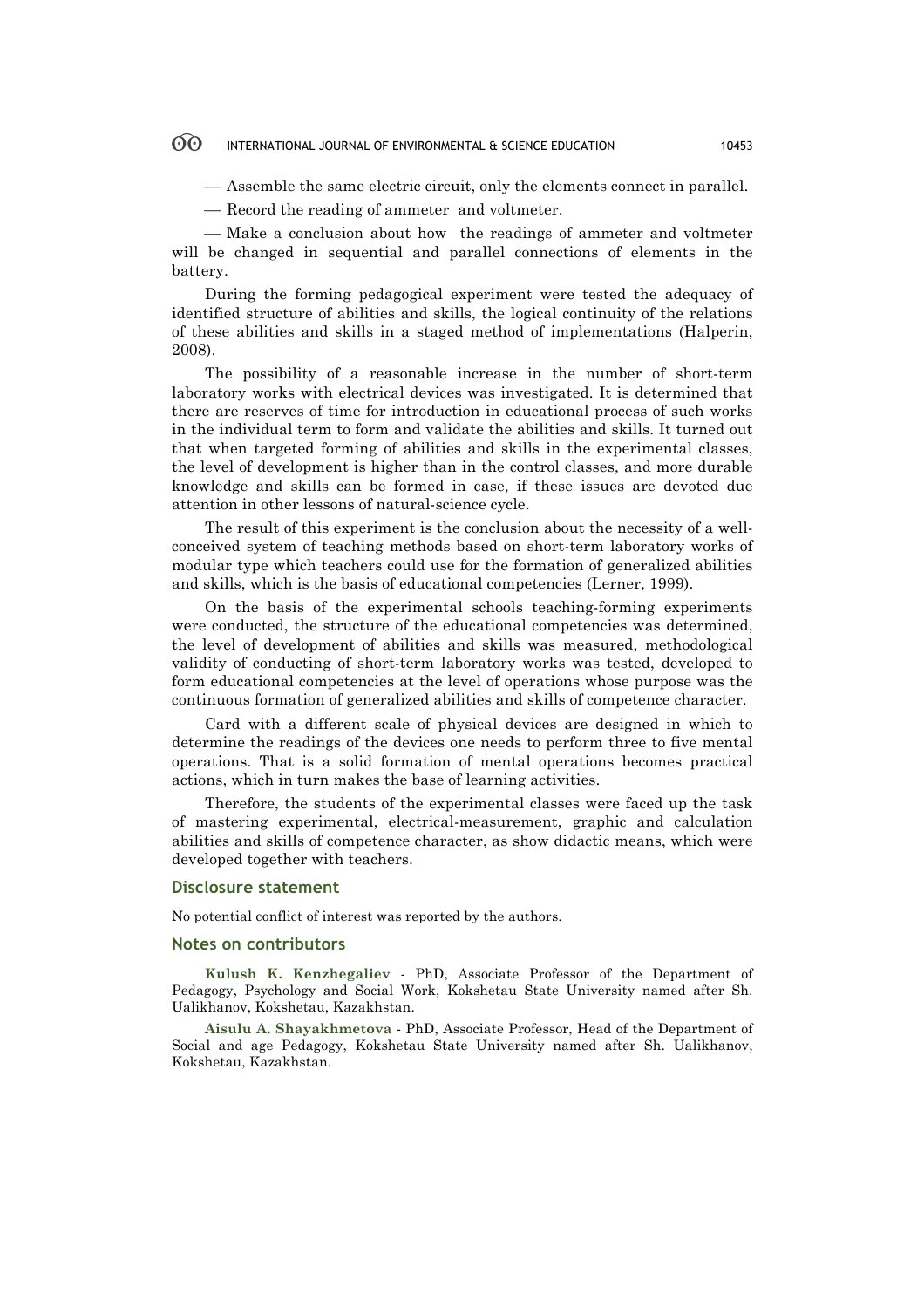— Assemble the same electric circuit, only the elements connect in parallel.

— Record the reading of ammeter and voltmeter.

— Make a conclusion about how the readings of ammeter and voltmeter will be changed in sequential and parallel connections of elements in the battery.

During the forming pedagogical experiment were tested the adequacy of identified structure of abilities and skills, the logical continuity of the relations of these abilities and skills in a staged method of implementations (Halperin, 2008).

The possibility of a reasonable increase in the number of short-term laboratory works with electrical devices was investigated. It is determined that there are reserves of time for introduction in educational process of such works in the individual term to form and validate the abilities and skills. It turned out that when targeted forming of abilities and skills in the experimental classes, the level of development is higher than in the control classes, and more durable knowledge and skills can be formed in case, if these issues are devoted due attention in other lessons of natural-science cycle.

The result of this experiment is the conclusion about the necessity of a well-conceived system of teaching methods based on short-term laboratory works of modular type which teachers could use for the formation of generalized abilities and skills, which is the basis of educational competencies (Lerner, 1999).

On the basis of the experimental schools teaching-forming experiments were conducted, the structure of the educational competencies was determined, the level of development of abilities and skills was measured, methodological validity of conducting of short-term laboratory works was tested, developed to form educational competencies at the level of operations whose purpose was the continuous formation of generalized abilities and skills of competence character.

Card with a different scale of physical devices are designed in which to determine the readings of the devices one needs to perform three to five mental operations. That is a solid formation of mental operations becomes practical actions, which in turn makes the base of learning activities.

Therefore, the students of the experimental classes were faced up the task of mastering experimental, electrical-measurement, graphic and calculation abilities and skills of competence character, as show didactic means, which were developed together with teachers.

## Disclosure statement

No potential conflict of interest was reported by the authors.

## Notes on contributors

**Kulush K. Kenzhegaliev** - PhD, Associate Professor of the Department of Pedagogy, Psychology and Social Work, Kokshetau State University named after Sh. Ualikhanov, Kokshetau, Kazakhstan.

**Aisulu A. Shayakhmetova** - PhD, Associate Professor, Head of the Department of Social and age Pedagogy, Kokshetau State University named after Sh. Ualikhanov, Kokshetau, Kazakhstan.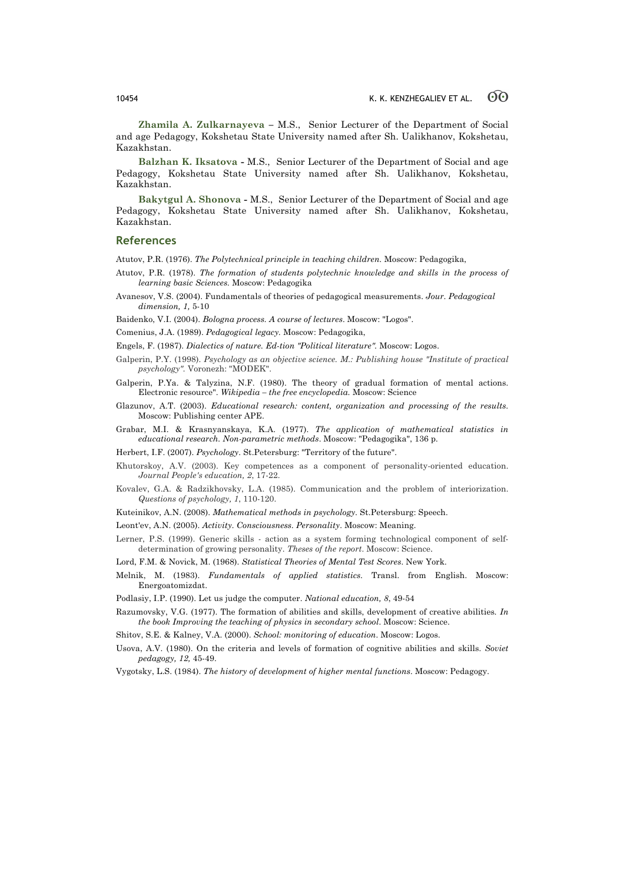**Zhamila A. Zulkarnayeva** – M.S., Senior Lecturer of the Department of Social and age Pedagogy, Kokshetau State University named after Sh. Ualikhanov, Kokshetau, Kazakhstan.

**Balzhan K. Iksatova** - M.S., Senior Lecturer of the Department of Social and age Pedagogy, Kokshetau State University named after Sh. Ualikhanov, Kokshetau, Kazakhstan.

**Bakytgul A. Shonova** - M.S., Senior Lecturer of the Department of Social and age Pedagogy, Kokshetau State University named after Sh. Ualikhanov, Kokshetau, Kazakhstan.

## References

Atutov, P.R. (1976). *The Polytechnical principle in teaching children.* Moscow: Pedagogika,

Atutov, P.R. (1978). *The formation of students polytechnic knowledge and skills in the process of learning basic Sciences.* Moscow: Pedagogika

Avanesov, V.S. (2004). Fundamentals of theories of pedagogical measurements. *Jour. Pedagogical dimension, 1,* 5-10

Baidenko, V.I. (2004). *Bologna process. A course of lectures*. Moscow: "Logos".

Comenius, J.A. (1989). *Pedagogical legacy.* Moscow: Pedagogika,

Engels, F. (1987). *Dialectics of nature. Ed-tion "Political literature".* Moscow: Logos.

Galperin, P.Y. (1998). *Psychology as an objective science. M.: Publishing house "Institute of practical psychology".* Voronezh: "MODEK".

Galperin, P.Ya. & Talyzina, N.F. (1980). The theory of gradual formation of mental actions. Electronic resource". *Wikipedia – the free encyclopedia.* Moscow: Science

Glazunov, A.T. (2003). *Educational research: content, organization and processing of the results.* Moscow: Publishing center APE.

Grabar, M.I. & Krasnyanskaya, K.A. (1977). *The application of mathematical statistics in educational research. Non-parametric methods*. Moscow: "Pedagogika", 136 p.

Herbert, I.F. (2007). *Psychology*. St.Petersburg: "Territory of the future".

Khutorskoy, A.V. (2003). Key competences as a component of personality-oriented education. *Journal People's education, 2,* 17-22.

Kovalev, G.A. & Radzikhovsky, L.A. (1985). Communication and the problem of interiorization. *Questions of psychology, 1*, 110-120.

Kuteinikov, A.N. (2008). *Mathematical methods in psychology*. St.Petersburg: Speech.

Leont'ev, A.N. (2005). *Activity. Consciousness. Personality*. Moscow: Meaning.

Lerner, P.S. (1999). Generic skills - action as a system forming technological component of self-determination of growing personality. *Theses of the report*. Moscow: Science.

Lord, F.M. & Novick, M. (1968). *Statistical Theories of Mental Test Scores*. New York.

Melnik, M. (1983). *Fundamentals of applied statistics.* Transl. from English. Moscow: Energoatomizdat.

Podlasiy, I.P. (1990). Let us judge the computer. *National education, 8*, 49-54

Razumovsky, V.G. (1977). The formation of abilities and skills, development of creative abilities*. In the book Improving the teaching of physics in secondary school*. Moscow: Science.

Shitov, S.E. & Kalney, V.A. (2000). *School: monitoring of education*. Moscow: Logos.

Usova, A.V. (1980). On the criteria and levels of formation of cognitive abilities and skills. *Soviet pedagogy, 12,* 45-49.

Vygotsky, L.S. (1984). *The history of development of higher mental functions*. Moscow: Pedagogy.